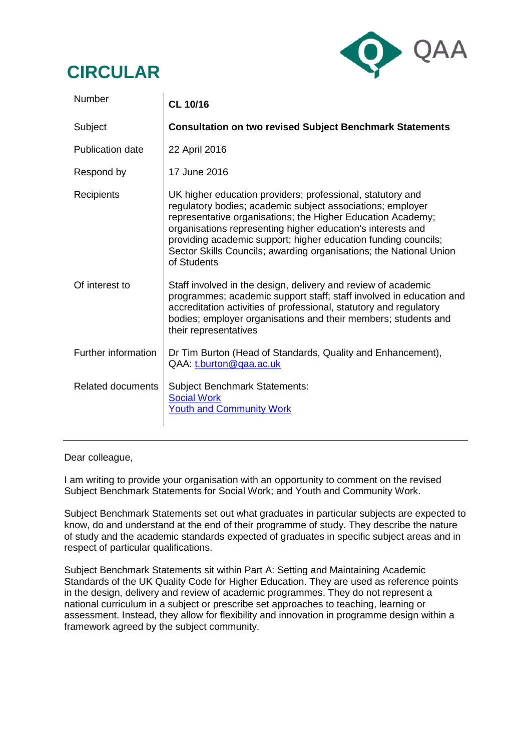# CIRCULAR

QAA

| | |
|---|---|
| Number | **CL 10/16** |
| Subject | **Consultation on two revised Subject Benchmark Statements** |
| Publication date | 22 April 2016 |
| Respond by | 17 June 2016 |
| Recipients | UK higher education providers; professional, statutory and regulatory bodies; academic subject associations; employer representative organisations; the Higher Education Academy; organisations representing higher education's interests and providing academic support; higher education funding councils; Sector Skills Councils; awarding organisations; the National Union of Students |
| Of interest to | Staff involved in the design, delivery and review of academic programmes; academic support staff; staff involved in education and accreditation activities of professional, statutory and regulatory bodies; employer organisations and their members; students and their representatives |
| Further information | Dr Tim Burton (Head of Standards, Quality and Enhancement), QAA: t.burton@qaa.ac.uk |
| Related documents | Subject Benchmark Statements: Social Work Youth and Community Work |

Dear colleague,

I am writing to provide your organisation with an opportunity to comment on the revised Subject Benchmark Statements for Social Work; and Youth and Community Work.

Subject Benchmark Statements set out what graduates in particular subjects are expected to know, do and understand at the end of their programme of study. They describe the nature of study and the academic standards expected of graduates in specific subject areas and in respect of particular qualifications.

Subject Benchmark Statements sit within Part A: Setting and Maintaining Academic Standards of the UK Quality Code for Higher Education. They are used as reference points in the design, delivery and review of academic programmes. They do not represent a national curriculum in a subject or prescribe set approaches to teaching, learning or assessment. Instead, they allow for flexibility and innovation in programme design within a framework agreed by the subject community.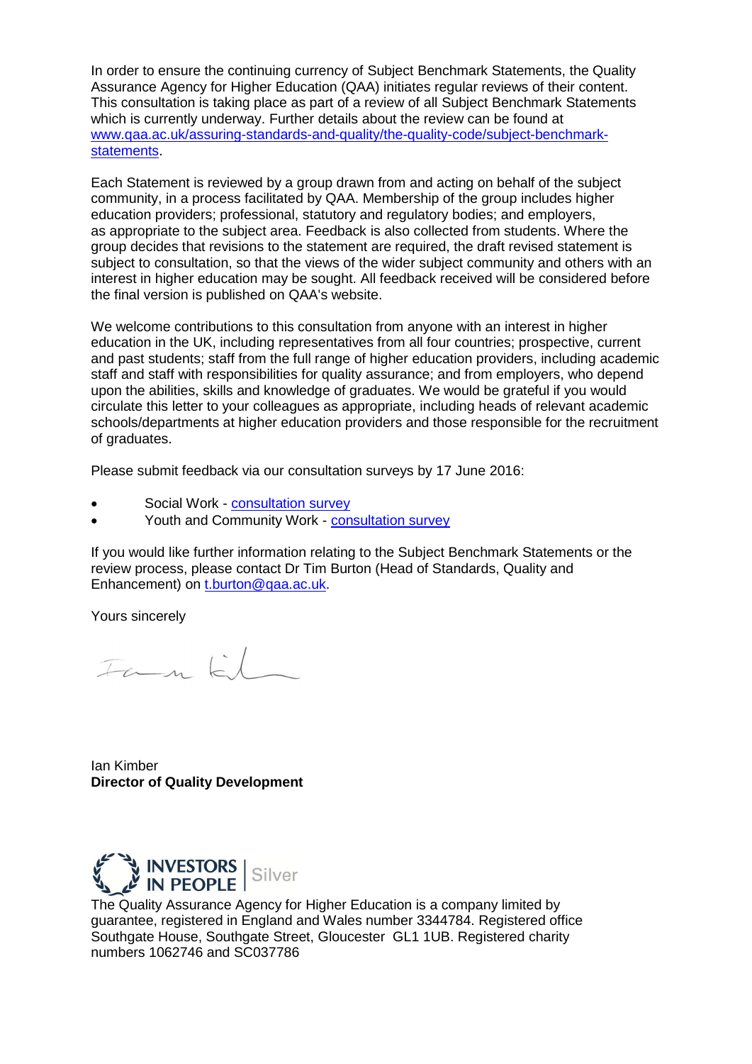In order to ensure the continuing currency of Subject Benchmark Statements, the Quality Assurance Agency for Higher Education (QAA) initiates regular reviews of their content. This consultation is taking place as part of a review of all Subject Benchmark Statements which is currently underway. Further details about the review can be found at [www.qaa.ac.uk/assuring-standards-and-quality/the-quality-code/subject-benchmark-statements](www.qaa.ac.uk/assuring-standards-and-quality/the-quality-code/subject-benchmark-statements).

Each Statement is reviewed by a group drawn from and acting on behalf of the subject community, in a process facilitated by QAA. Membership of the group includes higher education providers; professional, statutory and regulatory bodies; and employers, as appropriate to the subject area. Feedback is also collected from students. Where the group decides that revisions to the statement are required, the draft revised statement is subject to consultation, so that the views of the wider subject community and others with an interest in higher education may be sought. All feedback received will be considered before the final version is published on QAA's website.

We welcome contributions to this consultation from anyone with an interest in higher education in the UK, including representatives from all four countries; prospective, current and past students; staff from the full range of higher education providers, including academic staff and staff with responsibilities for quality assurance; and from employers, who depend upon the abilities, skills and knowledge of graduates. We would be grateful if you would circulate this letter to your colleagues as appropriate, including heads of relevant academic schools/departments at higher education providers and those responsible for the recruitment of graduates.

Please submit feedback via our consultation surveys by 17 June 2016:

- Social Work - consultation survey
- Youth and Community Work - consultation survey

If you would like further information relating to the Subject Benchmark Statements or the review process, please contact Dr Tim Burton (Head of Standards, Quality and Enhancement) on t.burton@qaa.ac.uk.

Yours sincerely

Ian Kimber
**Director of Quality Development**

INVESTORS IN PEOPLE | Silver

The Quality Assurance Agency for Higher Education is a company limited by guarantee, registered in England and Wales number 3344784. Registered office Southgate House, Southgate Street, Gloucester GL1 1UB. Registered charity numbers 1062746 and SC037786